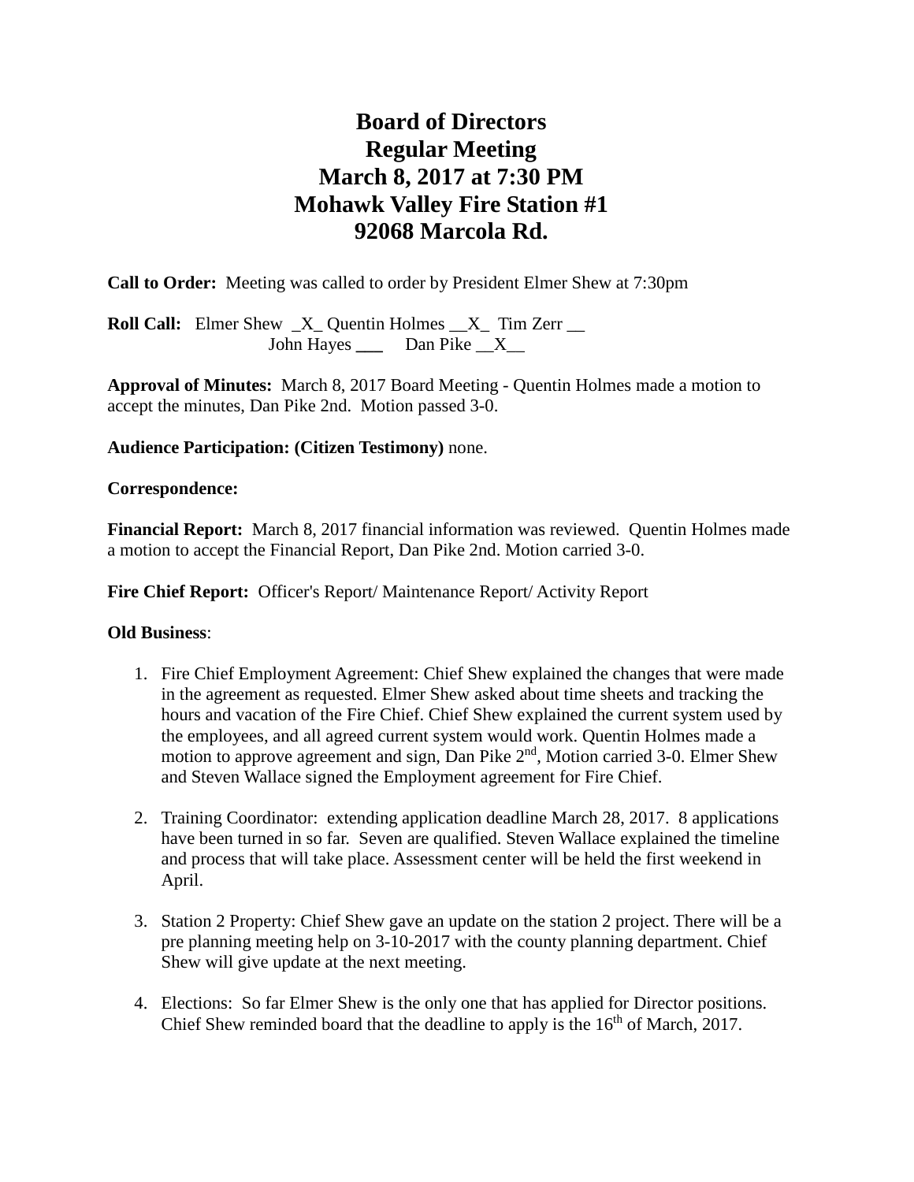# Board of Directors
# Regular Meeting
# March 8, 2017 at 7:30 PM
# Mohawk Valley Fire Station #1
# 92068 Marcola Rd.

**Call to Order:** Meeting was called to order by President Elmer Shew at 7:30pm

**Roll Call:** Elmer Shew _X_ Quentin Holmes __X_ Tim Zerr __
John Hayes ___ Dan Pike __X__

**Approval of Minutes:** March 8, 2017 Board Meeting - Quentin Holmes made a motion to accept the minutes, Dan Pike 2nd. Motion passed 3-0.

**Audience Participation: (Citizen Testimony)** none.

**Correspondence:**

**Financial Report:** March 8, 2017 financial information was reviewed. Quentin Holmes made a motion to accept the Financial Report, Dan Pike 2nd. Motion carried 3-0.

**Fire Chief Report:** Officer's Report/ Maintenance Report/ Activity Report

**Old Business**:

1. Fire Chief Employment Agreement: Chief Shew explained the changes that were made in the agreement as requested. Elmer Shew asked about time sheets and tracking the hours and vacation of the Fire Chief. Chief Shew explained the current system used by the employees, and all agreed current system would work. Quentin Holmes made a motion to approve agreement and sign, Dan Pike 2nd, Motion carried 3-0. Elmer Shew and Steven Wallace signed the Employment agreement for Fire Chief.

2. Training Coordinator: extending application deadline March 28, 2017. 8 applications have been turned in so far. Seven are qualified. Steven Wallace explained the timeline and process that will take place. Assessment center will be held the first weekend in April.

3. Station 2 Property: Chief Shew gave an update on the station 2 project. There will be a pre planning meeting help on 3-10-2017 with the county planning department. Chief Shew will give update at the next meeting.

4. Elections: So far Elmer Shew is the only one that has applied for Director positions. Chief Shew reminded board that the deadline to apply is the 16th of March, 2017.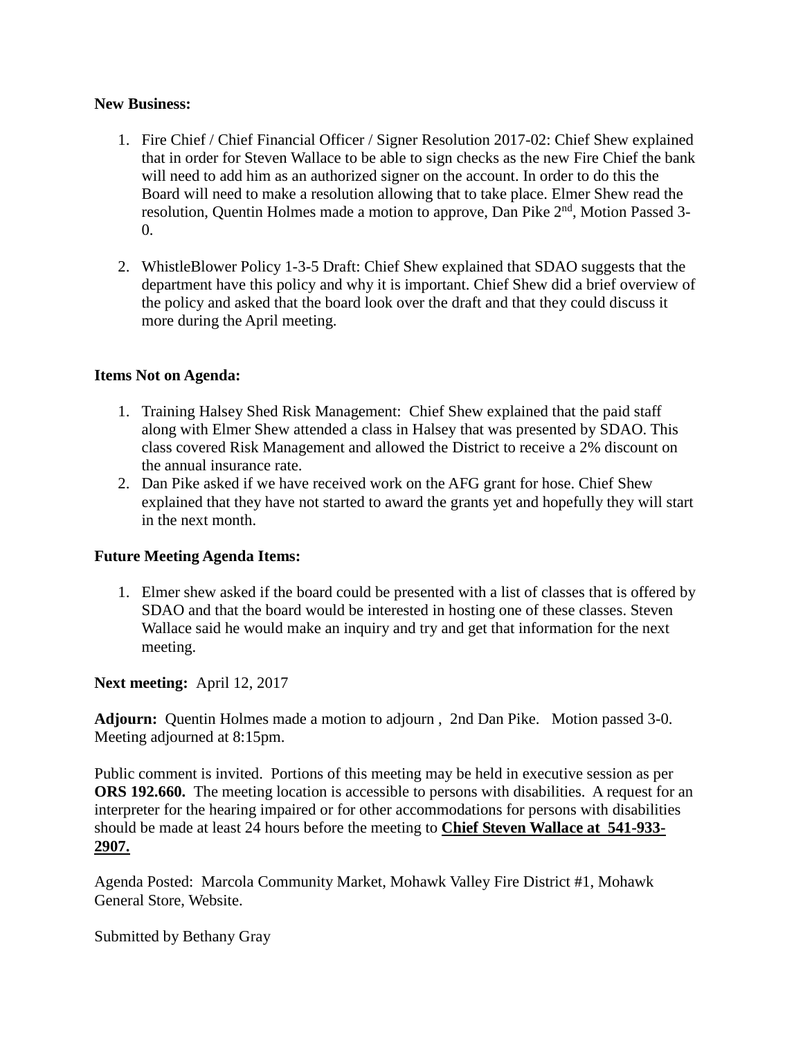**New Business:**

1. Fire Chief / Chief Financial Officer / Signer Resolution 2017-02: Chief Shew explained that in order for Steven Wallace to be able to sign checks as the new Fire Chief the bank will need to add him as an authorized signer on the account. In order to do this the Board will need to make a resolution allowing that to take place. Elmer Shew read the resolution, Quentin Holmes made a motion to approve, Dan Pike 2nd, Motion Passed 3-0.

2. WhistleBlower Policy 1-3-5 Draft: Chief Shew explained that SDAO suggests that the department have this policy and why it is important. Chief Shew did a brief overview of the policy and asked that the board look over the draft and that they could discuss it more during the April meeting.

**Items Not on Agenda:**

1. Training Halsey Shed Risk Management: Chief Shew explained that the paid staff along with Elmer Shew attended a class in Halsey that was presented by SDAO. This class covered Risk Management and allowed the District to receive a 2% discount on the annual insurance rate.
2. Dan Pike asked if we have received work on the AFG grant for hose. Chief Shew explained that they have not started to award the grants yet and hopefully they will start in the next month.

**Future Meeting Agenda Items:**

1. Elmer shew asked if the board could be presented with a list of classes that is offered by SDAO and that the board would be interested in hosting one of these classes. Steven Wallace said he would make an inquiry and try and get that information for the next meeting.

**Next meeting:** April 12, 2017

**Adjourn:** Quentin Holmes made a motion to adjourn , 2nd Dan Pike. Motion passed 3-0. Meeting adjourned at 8:15pm.

Public comment is invited. Portions of this meeting may be held in executive session as per **ORS 192.660.** The meeting location is accessible to persons with disabilities. A request for an interpreter for the hearing impaired or for other accommodations for persons with disabilities should be made at least 24 hours before the meeting to **Chief Steven Wallace at 541-933-2907.**

Agenda Posted: Marcola Community Market, Mohawk Valley Fire District #1, Mohawk General Store, Website.

Submitted by Bethany Gray